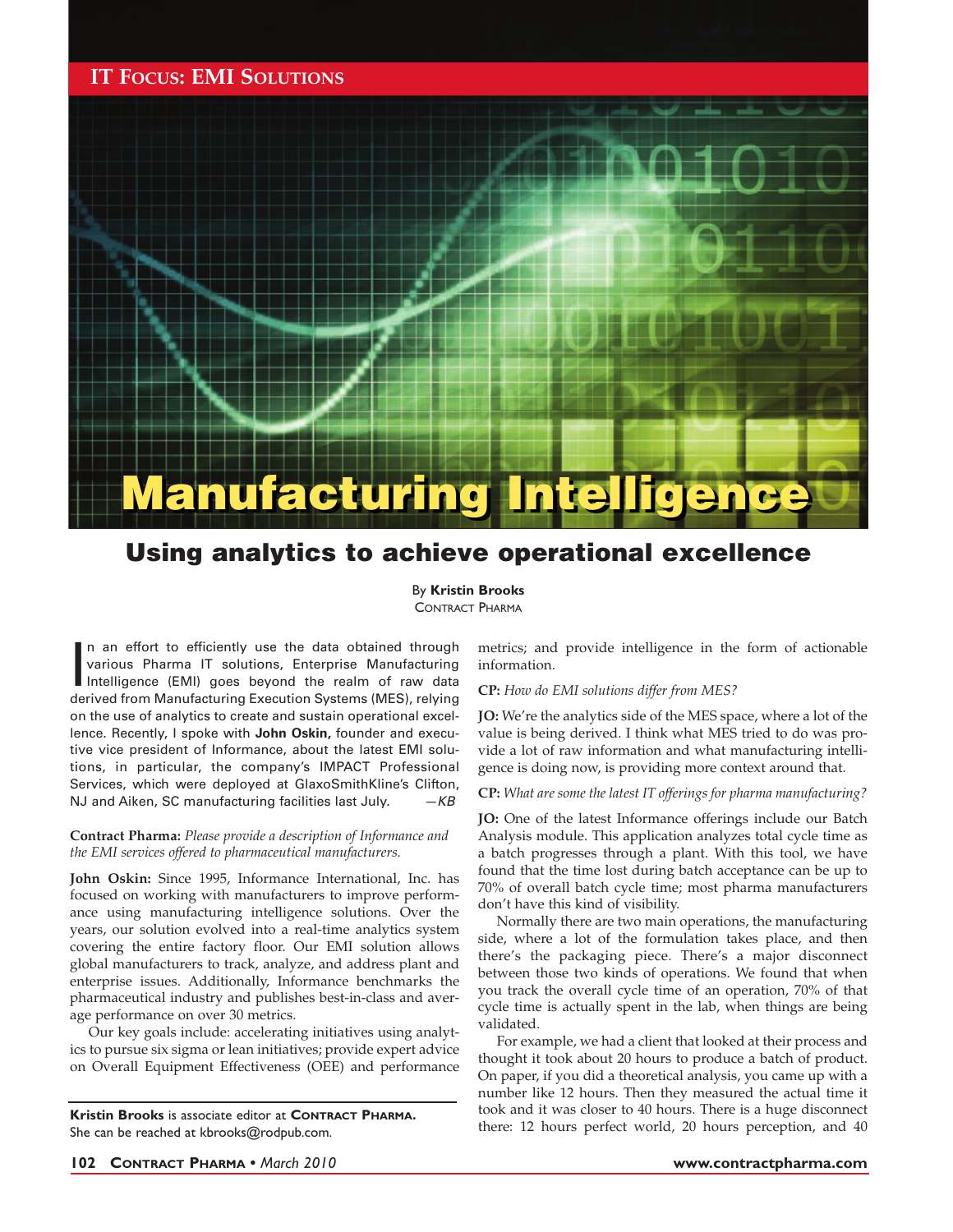IT FOCUS: EMI SOLUTIONS

# Manufacturing Intelligence

## Using analytics to achieve operational excellence

By **Kristin Brooks**
CONTRACT PHARMA

In an effort to efficiently use the data obtained through various Pharma IT solutions, Enterprise Manufacturing Intelligence (EMI) goes beyond the realm of raw data derived from Manufacturing Execution Systems (MES), relying on the use of analytics to create and sustain operational excellence. Recently, I spoke with **John Oskin,** founder and executive vice president of Informance, about the latest EMI solutions, in particular, the company's IMPACT Professional Services, which were deployed at GlaxoSmithKline's Clifton, NJ and Aiken, SC manufacturing facilities last July. —*KB*

**Contract Pharma:** *Please provide a description of Informance and the EMI services offered to pharmaceutical manufacturers.*

**John Oskin:** Since 1995, Informance International, Inc. has focused on working with manufacturers to improve performance using manufacturing intelligence solutions. Over the years, our solution evolved into a real-time analytics system covering the entire factory floor. Our EMI solution allows global manufacturers to track, analyze, and address plant and enterprise issues. Additionally, Informance benchmarks the pharmaceutical industry and publishes best-in-class and average performance on over 30 metrics.

Our key goals include: accelerating initiatives using analytics to pursue six sigma or lean initiatives; provide expert advice on Overall Equipment Effectiveness (OEE) and performance metrics; and provide intelligence in the form of actionable information.

**Kristin Brooks** is associate editor at **CONTRACT PHARMA.** She can be reached at kbrooks@rodpub.com.

**CP:** *How do EMI solutions differ from MES?*

**JO:** We're the analytics side of the MES space, where a lot of the value is being derived. I think what MES tried to do was provide a lot of raw information and what manufacturing intelligence is doing now, is providing more context around that.

**CP:** *What are some the latest IT offerings for pharma manufacturing?*

**JO:** One of the latest Informance offerings include our Batch Analysis module. This application analyzes total cycle time as a batch progresses through a plant. With this tool, we have found that the time lost during batch acceptance can be up to 70% of overall batch cycle time; most pharma manufacturers don't have this kind of visibility.

Normally there are two main operations, the manufacturing side, where a lot of the formulation takes place, and then there's the packaging piece. There's a major disconnect between those two kinds of operations. We found that when you track the overall cycle time of an operation, 70% of that cycle time is actually spent in the lab, when things are being validated.

For example, we had a client that looked at their process and thought it took about 20 hours to produce a batch of product. On paper, if you did a theoretical analysis, you came up with a number like 12 hours. Then they measured the actual time it took and it was closer to 40 hours. There is a huge disconnect there: 12 hours perfect world, 20 hours perception, and 40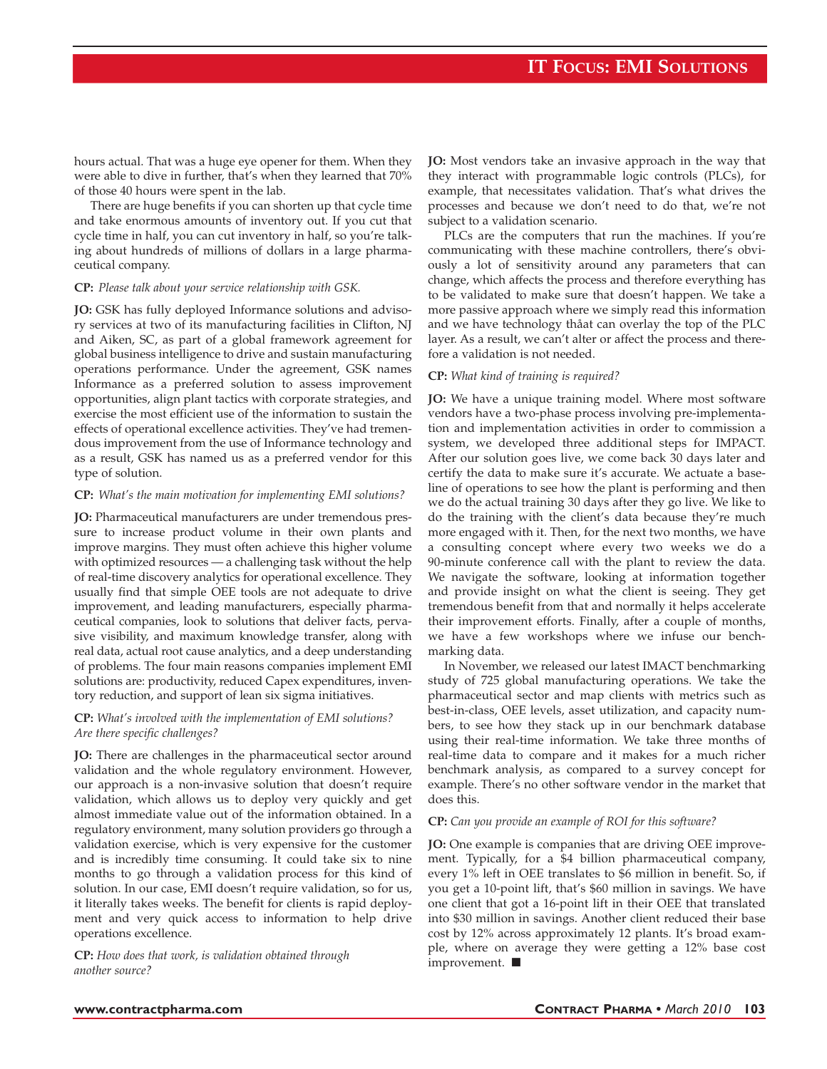hours actual. That was a huge eye opener for them. When they were able to dive in further, that's when they learned that 70% of those 40 hours were spent in the lab.

There are huge benefits if you can shorten up that cycle time and take enormous amounts of inventory out. If you cut that cycle time in half, you can cut inventory in half, so you're talking about hundreds of millions of dollars in a large pharmaceutical company.

**CP:** *Please talk about your service relationship with GSK.*

**JO:** GSK has fully deployed Informance solutions and advisory services at two of its manufacturing facilities in Clifton, NJ and Aiken, SC, as part of a global framework agreement for global business intelligence to drive and sustain manufacturing operations performance. Under the agreement, GSK names Informance as a preferred solution to assess improvement opportunities, align plant tactics with corporate strategies, and exercise the most efficient use of the information to sustain the effects of operational excellence activities. They've had tremendous improvement from the use of Informance technology and as a result, GSK has named us as a preferred vendor for this type of solution.

**CP:** *What's the main motivation for implementing EMI solutions?*

**JO:** Pharmaceutical manufacturers are under tremendous pressure to increase product volume in their own plants and improve margins. They must often achieve this higher volume with optimized resources — a challenging task without the help of real-time discovery analytics for operational excellence. They usually find that simple OEE tools are not adequate to drive improvement, and leading manufacturers, especially pharmaceutical companies, look to solutions that deliver facts, pervasive visibility, and maximum knowledge transfer, along with real data, actual root cause analytics, and a deep understanding of problems. The four main reasons companies implement EMI solutions are: productivity, reduced Capex expenditures, inventory reduction, and support of lean six sigma initiatives.

**CP:** *What's involved with the implementation of EMI solutions? Are there specific challenges?*

**JO:** There are challenges in the pharmaceutical sector around validation and the whole regulatory environment. However, our approach is a non-invasive solution that doesn't require validation, which allows us to deploy very quickly and get almost immediate value out of the information obtained. In a regulatory environment, many solution providers go through a validation exercise, which is very expensive for the customer and is incredibly time consuming. It could take six to nine months to go through a validation process for this kind of solution. In our case, EMI doesn't require validation, so for us, it literally takes weeks. The benefit for clients is rapid deployment and very quick access to information to help drive operations excellence.

**CP:** *How does that work, is validation obtained through another source?*

**JO:** Most vendors take an invasive approach in the way that they interact with programmable logic controls (PLCs), for example, that necessitates validation. That's what drives the processes and because we don't need to do that, we're not subject to a validation scenario.

PLCs are the computers that run the machines. If you're communicating with these machine controllers, there's obviously a lot of sensitivity around any parameters that can change, which affects the process and therefore everything has to be validated to make sure that doesn't happen. We take a more passive approach where we simply read this information and we have technology thåat can overlay the top of the PLC layer. As a result, we can't alter or affect the process and therefore a validation is not needed.

**CP:** *What kind of training is required?*

**JO:** We have a unique training model. Where most software vendors have a two-phase process involving pre-implementation and implementation activities in order to commission a system, we developed three additional steps for IMPACT. After our solution goes live, we come back 30 days later and certify the data to make sure it's accurate. We actuate a baseline of operations to see how the plant is performing and then we do the actual training 30 days after they go live. We like to do the training with the client's data because they're much more engaged with it. Then, for the next two months, we have a consulting concept where every two weeks we do a 90-minute conference call with the plant to review the data. We navigate the software, looking at information together and provide insight on what the client is seeing. They get tremendous benefit from that and normally it helps accelerate their improvement efforts. Finally, after a couple of months, we have a few workshops where we infuse our benchmarking data.

In November, we released our latest IMACT benchmarking study of 725 global manufacturing operations. We take the pharmaceutical sector and map clients with metrics such as best-in-class, OEE levels, asset utilization, and capacity numbers, to see how they stack up in our benchmark database using their real-time information. We take three months of real-time data to compare and it makes for a much richer benchmark analysis, as compared to a survey concept for example. There's no other software vendor in the market that does this.

**CP:** *Can you provide an example of ROI for this software?*

**JO:** One example is companies that are driving OEE improvement. Typically, for a $4 billion pharmaceutical company, every 1% left in OEE translates to $6 million in benefit. So, if you get a 10-point lift, that's $60 million in savings. We have one client that got a 16-point lift in their OEE that translated into $30 million in savings. Another client reduced their base cost by 12% across approximately 12 plants. It's broad example, where on average they were getting a 12% base cost improvement. ■